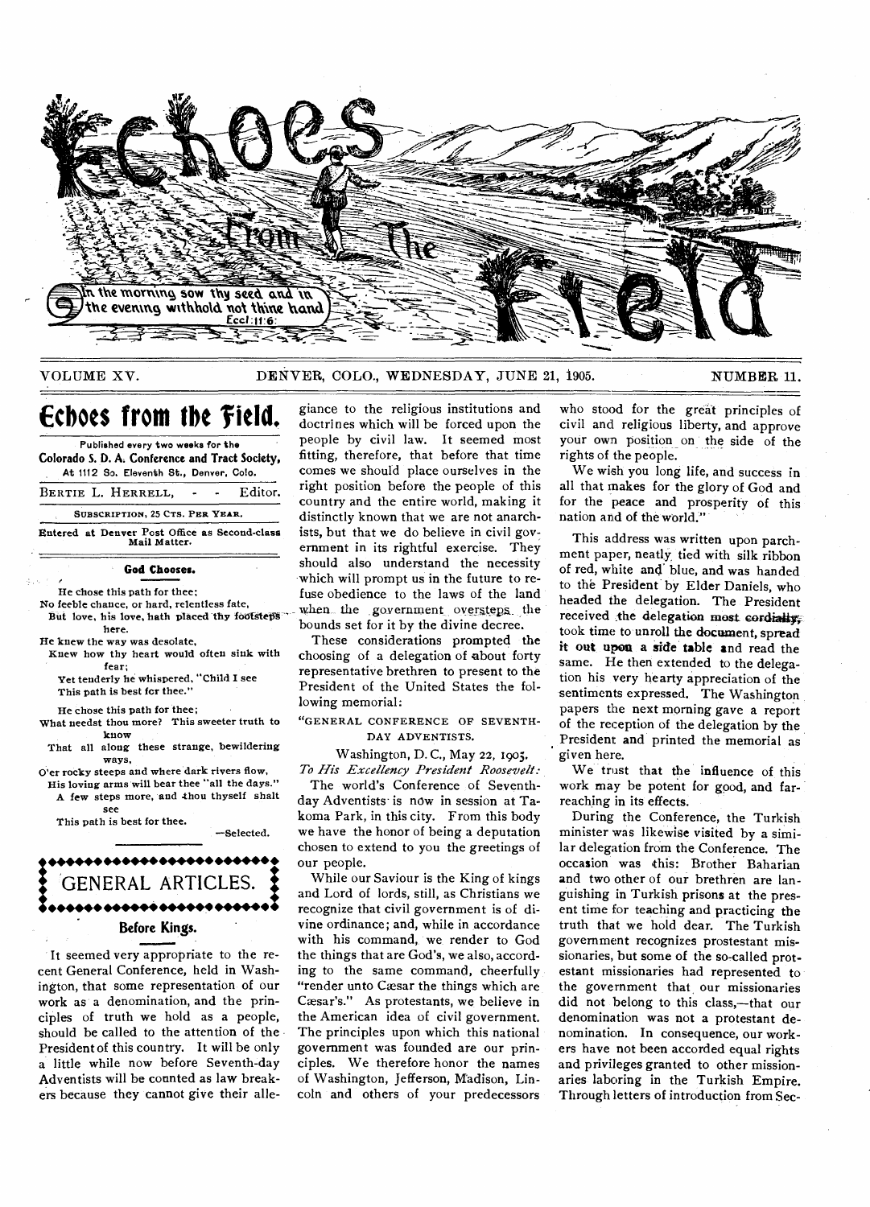# Echoes From The Field

In the morning sow thy seed and in the evening withhold not thine hand Eccl:11:6:

VOLUME XV. DENVER, COLO., WEDNESDAY, JUNE 21, 1905. NUMBER 11.

## Echoes from the Field.

Published every two weeks for the **Colorado S. D. A. Conference and Tract Society,** At 1112 So. Eleventh St., Denver, Colo.

BERTIE L. HERRELL, - - Editor.

SUBSCRIPTION, 25 CTS. PER YEAR.

Entered at Denver Post Office as Second-class Mail Matter.

### God Chooses.

He chose this path for thee;
No feeble chance, or hard, relentless fate,
But love, his love, hath placed thy footsteps here.
He knew the way was desolate,
Knew how thy heart would often sink with fear;
Yet tenderly he whispered, "Child I see
This path is best for thee."

He chose this path for thee;
What needst thou more? This sweeter truth to know
That all along these strange, bewildering ways,
O'er rocky steeps and where dark rivers flow,
His loving arms will bear thee "all the days."
A few steps more, and thou thyself shalt see
This path is best for thee.

—Selected.

## GENERAL ARTICLES.

### Before Kings.

It seemed very appropriate to the recent General Conference, held in Washington, that some representation of our work as a denomination, and the principles of truth we hold as a people, should be called to the attention of the President of this country. It will be only a little while now before Seventh-day Adventists will be counted as law breakers because they cannot give their allegiance to the religious institutions and doctrines which will be forced upon the people by civil law. It seemed most fitting, therefore, that before that time comes we should place ourselves in the right position before the people of this country and the entire world, making it distinctly known that we are not anarchists, but that we do believe in civil government in its rightful exercise. They should also understand the necessity which will prompt us in the future to refuse obedience to the laws of the land when the government oversteps the bounds set for it by the divine decree.

These considerations prompted the choosing of a delegation of about forty representative brethren to present to the President of the United States the following memorial:

"GENERAL CONFERENCE OF SEVENTH-DAY ADVENTISTS.

Washington, D. C., May 22, 1905.

*To His Excellency President Roosevelt:*

The world's Conference of Seventh-day Adventists is now in session at Takoma Park, in this city. From this body we have the honor of being a deputation chosen to extend to you the greetings of our people.

While our Saviour is the King of kings and Lord of lords, still, as Christians we recognize that civil government is of divine ordinance; and, while in accordance with his command, we render to God the things that are God's, we also, according to the same command, cheerfully "render unto Cæsar the things which are Cæsar's." As protestants, we believe in the American idea of civil government. The principles upon which this national government was founded are our principles. We therefore honor the names of Washington, Jefferson, Madison, Lincoln and others of your predecessors who stood for the great principles of civil and religious liberty, and approve your own position on the side of the rights of the people.

We wish you long life, and success in all that makes for the glory of God and for the peace and prosperity of this nation and of the world."

This address was written upon parchment paper, neatly tied with silk ribbon of red, white and blue, and was handed to the President by Elder Daniels, who headed the delegation. The President received the delegation most cordially, took time to unroll the document, spread it out upon a side table and read the same. He then extended to the delegation his very hearty appreciation of the sentiments expressed. The Washington papers the next morning gave a report of the reception of the delegation by the President and printed the memorial as given here.

We trust that the influence of this work may be potent for good, and far-reaching in its effects.

During the Conference, the Turkish minister was likewise visited by a similar delegation from the Conference. The occasion was this: Brother Baharian and two other of our brethren are languishing in Turkish prisons at the present time for teaching and practicing the truth that we hold dear. The Turkish government recognizes prostestant missionaries, but some of the so-called protestant missionaries had represented to the government that our missionaries did not belong to this class,—that our denomination was not a protestant denomination. In consequence, our workers have not been accorded equal rights and privileges granted to other missionaries laboring in the Turkish Empire. Through letters of introduction from Sec-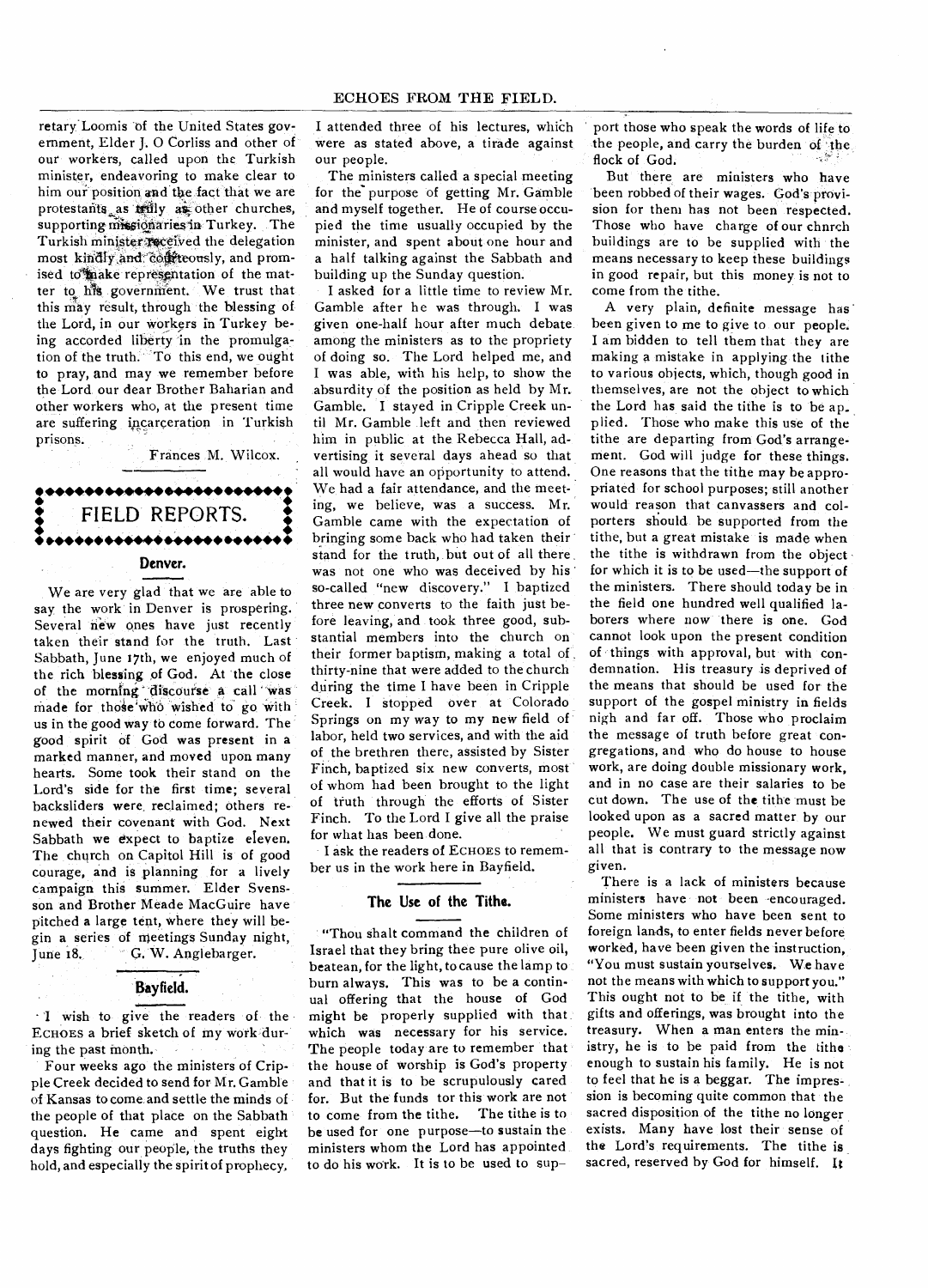retary Loomis of the United States government, Elder J. O Corliss and other of our workers, called upon the Turkish minister, endeavoring to make clear to him our position and the fact that we are protestants as truly as other churches, supporting missionaries in Turkey. The Turkish minister received the delegation most kindly and courteously, and promised to make representation of the matter to his government. We trust that this may result, through the blessing of the Lord, in our workers in Turkey being accorded liberty in the promulgation of the truth. To this end, we ought to pray, and may we remember before the Lord our dear Brother Baharian and other workers who, at the present time are suffering incarceration in Turkish prisons.

Frances M. Wilcox.

## FIELD REPORTS.

### Denver.

We are very glad that we are able to say the work in Denver is prospering. Several new ones have just recently taken their stand for the truth. Last Sabbath, June 17th, we enjoyed much of the rich blessing of God. At the close of the morning discourse a call was made for those who wished to go with us in the good way to come forward. The good spirit of God was present in a marked manner, and moved upon many hearts. Some took their stand on the Lord's side for the first time; several backsliders were reclaimed; others renewed their covenant with God. Next Sabbath we expect to baptize eleven. The church on Capitol Hill is of good courage, and is planning for a lively campaign this summer. Elder Svensson and Brother Meade MacGuire have pitched a large tent, where they will begin a series of meetings Sunday night, June 18.

G. W. Anglebarger.

### Bayfield.

I wish to give the readers of the ECHOES a brief sketch of my work during the past month.

Four weeks ago the ministers of Cripple Creek decided to send for Mr. Gamble of Kansas to come and settle the minds of the people of that place on the Sabbath question. He came and spent eight days fighting our people, the truths they hold, and especially the spirit of prophecy. I attended three of his lectures, which were as stated above, a tirade against our people.

The ministers called a special meeting for the purpose of getting Mr. Gamble and myself together. He of course occupied the time usually occupied by the minister, and spent about one hour and a half talking against the Sabbath and building up the Sunday question.

I asked for a little time to review Mr. Gamble after he was through. I was given one-half hour after much debate among the ministers as to the propriety of doing so. The Lord helped me, and I was able, with his help, to show the absurdity of the position as held by Mr. Gamble. I stayed in Cripple Creek until Mr. Gamble left and then reviewed him in public at the Rebecca Hall, advertising it several days ahead so that all would have an opportunity to attend. We had a fair attendance, and the meeting, we believe, was a success. Mr. Gamble came with the expectation of bringing some back who had taken their stand for the truth, but out of all there was not one who was deceived by his so-called "new discovery." I baptized three new converts to the faith just before leaving, and took three good, substantial members into the church on their former baptism, making a total of thirty-nine that were added to the church during the time I have been in Cripple Creek. I stopped over at Colorado Springs on my way to my new field of labor, held two services, and with the aid of the brethren there, assisted by Sister Finch, baptized six new converts, most of whom had been brought to the light of truth through the efforts of Sister Finch. To the Lord I give all the praise for what has been done.

I ask the readers of ECHOES to remember us in the work here in Bayfield.

### The Use of the Tithe.

"Thou shalt command the children of Israel that they bring thee pure olive oil, beatean, for the light, to cause the lamp to burn always. This was to be a continual offering that the house of God might be properly supplied with that which was necessary for his service. The people today are to remember that the house of worship is God's property and that it is to be scrupulously cared for. But the funds tor this work are not to come from the tithe. The tithe is to be used for one purpose—to sustain the ministers whom the Lord has appointed to do his work. It is to be used to support those who speak the words of life to the people, and carry the burden of the flock of God.

But there are ministers who have been robbed of their wages. God's provision for them has not been respected. Those who have charge of our church buildings are to be supplied with the means necessary to keep these buildings in good repair, but this money is not to come from the tithe.

A very plain, definite message has been given to me to give to our people. I am bidden to tell them that they are making a mistake in applying the tithe to various objects, which, though good in themselves, are not the object to which the Lord has said the tithe is to be applied. Those who make this use of the tithe are departing from God's arrangement. God will judge for these things. One reasons that the tithe may be appropriated for school purposes; still another would reason that canvassers and colporters should be supported from the tithe, but a great mistake is made when the tithe is withdrawn from the object for which it is to be used—the support of the ministers. There should today be in the field one hundred well qualified laborers where now there is one. God cannot look upon the present condition of things with approval, but with condemnation. His treasury is deprived of the means that should be used for the support of the gospel ministry in fields nigh and far off. Those who proclaim the message of truth before great congregations, and who do house to house work, are doing double missionary work, and in no case are their salaries to be cut down. The use of the tithe must be looked upon as a sacred matter by our people. We must guard strictly against all that is contrary to the message now given.

There is a lack of ministers because ministers have not been encouraged. Some ministers who have been sent to foreign lands, to enter fields never before worked, have been given the instruction, "You must sustain yourselves. We have not the means with which to support you." This ought not to be if the tithe, with gifts and offerings, was brought into the treasury. When a man enters the ministry, he is to be paid from the tithe enough to sustain his family. He is not to feel that he is a beggar. The impression is becoming quite common that the sacred disposition of the tithe no longer exists. Many have lost their sense of the Lord's requirements. The tithe is sacred, reserved by God for himself. It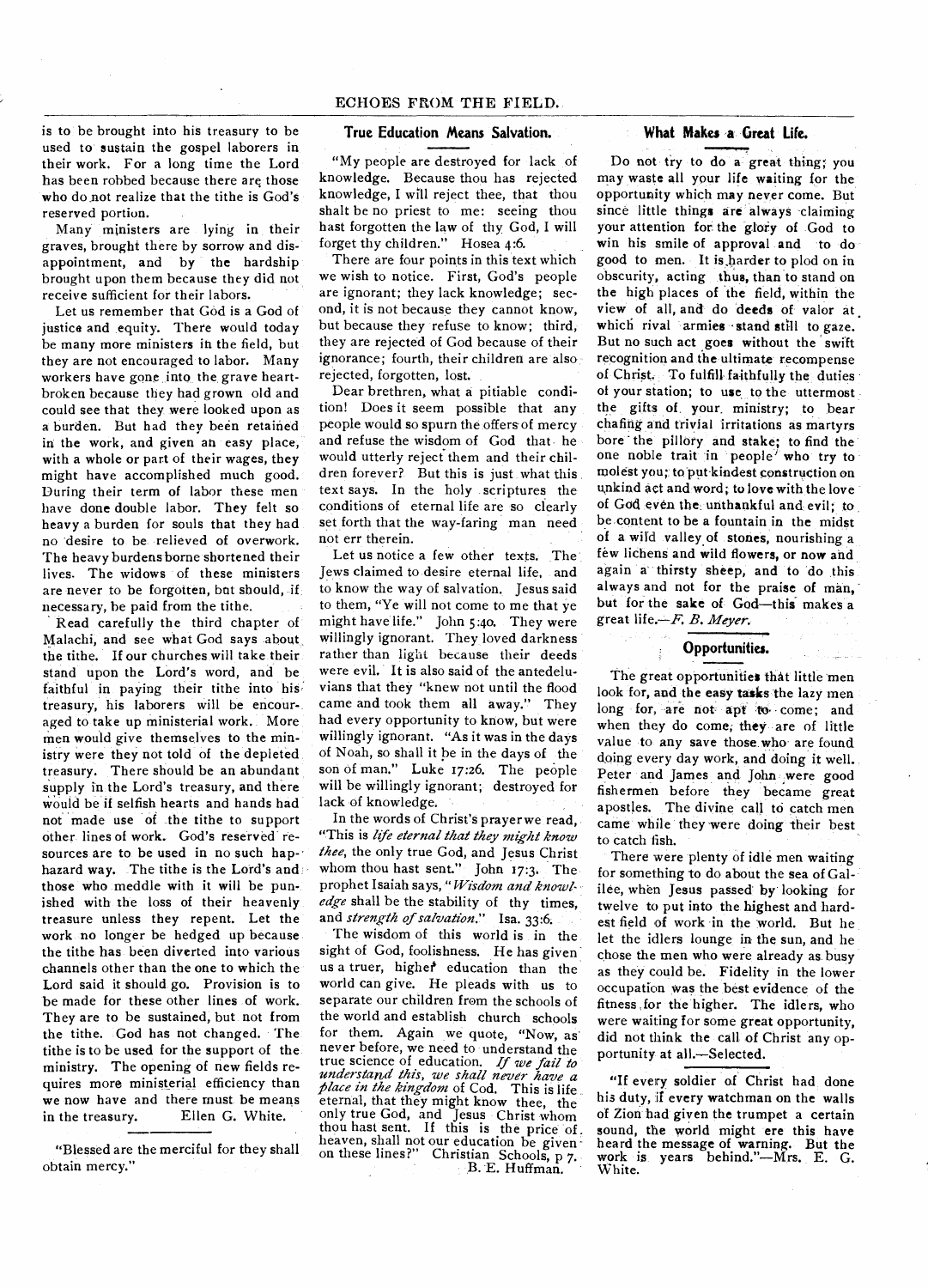is to be brought into his treasury to be used to sustain the gospel laborers in their work. For a long time the Lord has been robbed because there are those who do not realize that the tithe is God's reserved portion.

Many ministers are lying in their graves, brought there by sorrow and disappointment, and by the hardship brought upon them because they did not receive sufficient for their labors.

Let us remember that God is a God of justice and equity. There would today be many more ministers in the field, but they are not encouraged to labor. Many workers have gone into the grave heartbroken because they had grown old and could see that they were looked upon as a burden. But had they been retained in the work, and given an easy place, with a whole or part of their wages, they might have accomplished much good. During their term of labor these men have done double labor. They felt so heavy a burden for souls that they had no desire to be relieved of overwork. The heavy burdens borne shortened their lives. The widows of these ministers are never to be forgotten, but should, if necessary, be paid from the tithe.

Read carefully the third chapter of Malachi, and see what God says about the tithe. If our churches will take their stand upon the Lord's word, and be faithful in paying their tithe into his treasury, his laborers will be encouraged to take up ministerial work. More men would give themselves to the ministry were they not told of the depleted treasury. There should be an abundant supply in the Lord's treasury, and there would be if selfish hearts and hands had not made use of the tithe to support other lines of work. God's reserved resources are to be used in no such haphazard way. The tithe is the Lord's and those who meddle with it will be punished with the loss of their heavenly treasure unless they repent. Let the work no longer be hedged up because the tithe has been diverted into various channels other than the one to which the Lord said it should go. Provision is to be made for these other lines of work. They are to be sustained, but not from the tithe. God has not changed. The tithe is to be used for the support of the ministry. The opening of new fields requires more ministerial efficiency than we now have and there must be means in the treasury. Ellen G. White.

"Blessed are the merciful for they shall obtain mercy."

## True Education Means Salvation.

"My people are destroyed for lack of knowledge. Because thou has rejected knowledge, I will reject thee, that thou shalt be no priest to me: seeing thou hast forgotten the law of thy God, I will forget thy children." Hosea 4:6.

There are four points in this text which we wish to notice. First, God's people are ignorant; they lack knowledge; second, it is not because they cannot know, but because they refuse to know; third, they are rejected of God because of their ignorance; fourth, their children are also rejected, forgotten, lost.

Dear brethren, what a pitiable condition! Does it seem possible that any people would so spurn the offers of mercy and refuse the wisdom of God that he would utterly reject them and their children forever? But this is just what this text says. In the holy scriptures the conditions of eternal life are so clearly set forth that the way-faring man need not err therein.

Let us notice a few other texts. The Jews claimed to desire eternal life, and to know the way of salvation. Jesus said to them, "Ye will not come to me that ye might have life." John 5:40. They were willingly ignorant. They loved darkness rather than light because their deeds were evil. It is also said of the antediluvians that they "knew not until the flood came and took them all away." They had every opportunity to know, but were willingly ignorant. "As it was in the days of Noah, so shall it be in the days of the son of man." Luke 17:26. The people will be willingly ignorant; destroyed for lack of knowledge.

In the words of Christ's prayer we read, "This is *life eternal that they might know thee*, the only true God, and Jesus Christ whom thou hast sent." John 17:3. The prophet Isaiah says, "*Wisdom and knowledge* shall be the stability of thy times, and *strength of salvation*." Isa. 33:6.

The wisdom of this world is in the sight of God, foolishness. He has given us a truer, higher education than the world can give. He pleads with us to separate our children from the schools of the world and establish church schools for them. Again we quote, "Now, as never before, we need to understand the true science of education. *If we fail to understand this, we shall never have a place in the kingdom* of Cod. This is life eternal, that they might know thee, the only true God, and Jesus Christ whom thou hast sent. If this is the price of heaven, shall not our education be given on these lines?" Christian Schools, p 7.

B. E. Huffman.

## What Makes a Great Life.

Do not try to do a great thing; you may waste all your life waiting for the opportunity which may never come. But since little things are always claiming your attention for the glory of God to win his smile of approval and to do good to men. It is harder to plod on in obscurity, acting thus, than to stand on the high places of the field, within the view of all, and do deeds of valor at which rival armies stand still to gaze. But no such act goes without the swift recognition and the ultimate recompense of Christ. To fulfill faithfully the duties of your station; to use to the uttermost the gifts of your ministry; to bear chafing and trivial irritations as martyrs bore the pillory and stake; to find the one noble trait in people who try to molest you; to put kindest construction on unkind act and word; to love with the love of God even the unthankful and evil; to be content to be a fountain in the midst of a wild valley of stones, nourishing a few lichens and wild flowers, or now and again a thirsty sheep, and to do this always and not for the praise of man, but for the sake of God—this makes a great life.—*F. B. Meyer.*

## Opportunities.

The great opportunities that little men look for, and the easy tasks the lazy men long for, are not apt to come; and when they do come, they are of little value to any save those who are found doing every day work, and doing it well. Peter and James and John were good fishermen before they became great apostles. The divine call to catch men came while they were doing their best to catch fish.

There were plenty of idle men waiting for something to do about the sea of Galilee, when Jesus passed by looking for twelve to put into the highest and hardest field of work in the world. But he let the idlers lounge in the sun, and he chose the men who were already as busy as they could be. Fidelity in the lower occupation was the best evidence of the fitness for the higher. The idlers, who were waiting for some great opportunity, did not think the call of Christ any opportunity at all.—Selected.

"If every soldier of Christ had done his duty, if every watchman on the walls of Zion had given the trumpet a certain sound, the world might ere this have heard the message of warning. But the work is years behind."—Mrs. E. G. White.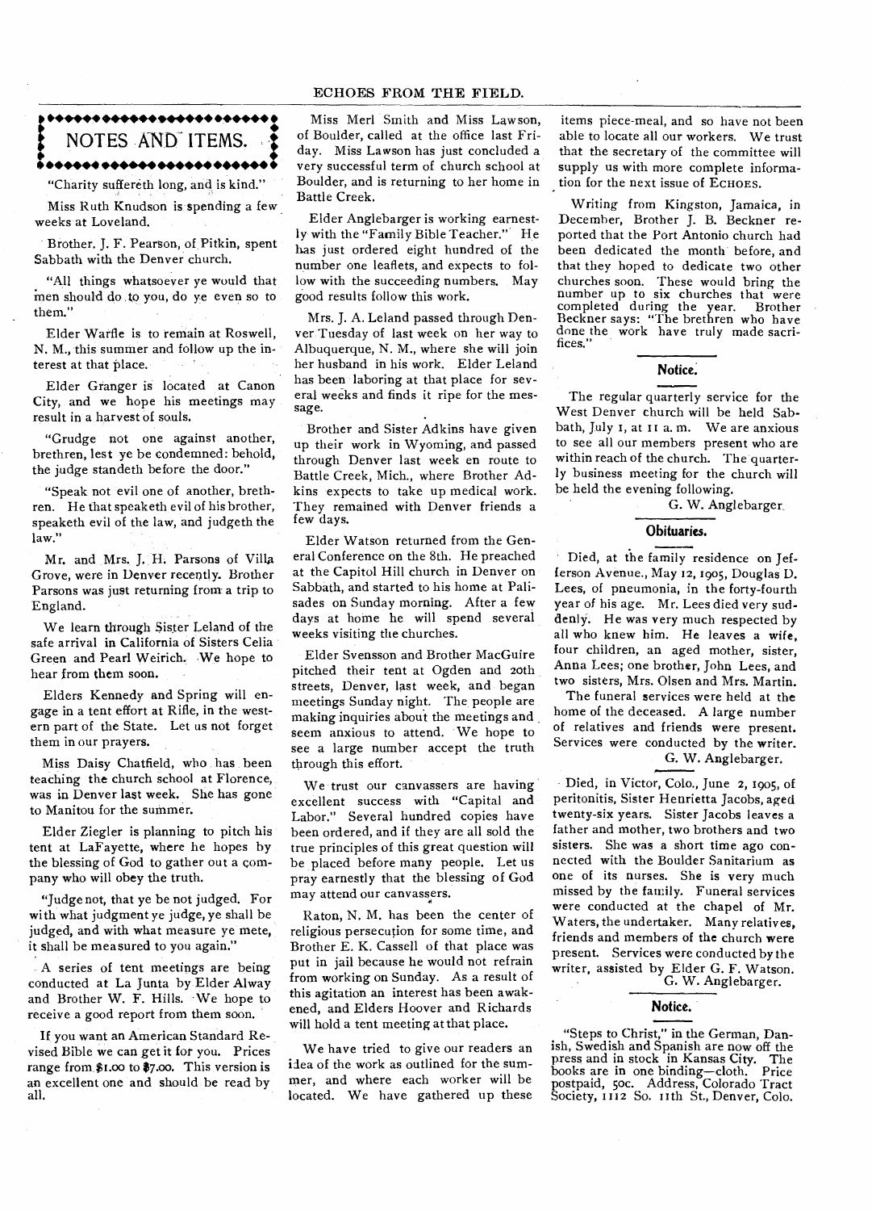## NOTES AND ITEMS.

"Charity suffereth long, and is kind."

Miss Ruth Knudson is spending a few weeks at Loveland.

Brother. J. F. Pearson, of Pitkin, spent Sabbath with the Denver church.

"All things whatsoever ye would that men should do to you, do ye even so to them."

Elder Warfle is to remain at Roswell, N. M., this summer and follow up the interest at that place.

Elder Granger is located at Canon City, and we hope his meetings may result in a harvest of souls.

"Grudge not one against another, brethren, lest ye be condemned: behold, the judge standeth before the door."

"Speak not evil one of another, brethren. He that speaketh evil of his brother, speaketh evil of the law, and judgeth the law."

Mr. and Mrs. J. H. Parsons of Villa Grove, were in Denver recently. Brother Parsons was just returning from a trip to England.

We learn through Sister Leland of the safe arrival in California of Sisters Celia Green and Pearl Weirich. We hope to hear from them soon.

Elders Kennedy and Spring will engage in a tent effort at Rifle, in the western part of the State. Let us not forget them in our prayers.

Miss Daisy Chatfield, who has been teaching the church school at Florence, was in Denver last week. She has gone to Manitou for the summer.

Elder Ziegler is planning to pitch his tent at LaFayette, where he hopes by the blessing of God to gather out a company who will obey the truth.

"Judge not, that ye be not judged. For with what judgment ye judge, ye shall be judged, and with what measure ye mete, it shall be measured to you again."

A series of tent meetings are being conducted at La Junta by Elder Alway and Brother W. F. Hills. We hope to receive a good report from them soon.

If you want an American Standard Revised Bible we can get it for you. Prices range from $1.00 to $7.00. This version is an excellent one and should be read by all.

Miss Merl Smith and Miss Lawson, of Boulder, called at the office last Friday. Miss Lawson has just concluded a very successful term of church school at Boulder, and is returning to her home in Battle Creek.

Elder Anglebarger is working earnestly with the "Family Bible Teacher." He has just ordered eight hundred of the number one leaflets, and expects to follow with the succeeding numbers. May good results follow this work.

Mrs. J. A. Leland passed through Denver Tuesday of last week on her way to Albuquerque, N. M., where she will join her husband in his work. Elder Leland has been laboring at that place for several weeks and finds it ripe for the message.

Brother and Sister Adkins have given up their work in Wyoming, and passed through Denver last week en route to Battle Creek, Mich., where Brother Adkins expects to take up medical work. They remained with Denver friends a few days.

Elder Watson returned from the General Conference on the 8th. He preached at the Capitol Hill church in Denver on Sabbath, and started to his home at Palisades on Sunday morning. After a few days at home he will spend several weeks visiting the churches.

Elder Svensson and Brother MacGuire pitched their tent at Ogden and 20th streets, Denver, last week, and began meetings Sunday night. The people are making inquiries about the meetings and seem anxious to attend. We hope to see a large number accept the truth through this effort.

We trust our canvassers are having excellent success with "Capital and Labor." Several hundred copies have been ordered, and if they are all sold the true principles of this great question will be placed before many people. Let us pray earnestly that the blessing of God may attend our canvassers.

Raton, N. M. has been the center of religious persecution for some time, and Brother E. K. Cassell of that place was put in jail because he would not refrain from working on Sunday. As a result of this agitation an interest has been awakened, and Elders Hoover and Richards will hold a tent meeting at that place.

We have tried to give our readers an idea of the work as outlined for the summer, and where each worker will be located. We have gathered up these items piece-meal, and so have not been able to locate all our workers. We trust that the secretary of the committee will supply us with more complete information for the next issue of ECHOES.

Writing from Kingston, Jamaica, in December, Brother J. B. Beckner reported that the Port Antonio church had been dedicated the month before, and that they hoped to dedicate two other churches soon. These would bring the number up to six churches that were completed during the year. Brother Beckner says: "The brethren who have done the work have truly made sacrifices."

### Notice.

The regular quarterly service for the West Denver church will be held Sabbath, July 1, at 11 a. m. We are anxious to see all our members present who are within reach of the church. The quarterly business meeting for the church will be held the evening following.

G. W. Anglebarger.

### Obituaries.

Died, at the family residence on Jefferson Avenue., May 12, 1905, Douglas D. Lees, of pneumonia, in the forty-fourth year of his age. Mr. Lees died very suddenly. He was very much respected by all who knew him. He leaves a wife, four children, an aged mother, sister, Anna Lees; one brother, John Lees, and two sisters, Mrs. Olsen and Mrs. Martin.

The funeral services were held at the home of the deceased. A large number of relatives and friends were present. Services were conducted by the writer.

G. W. Anglebarger.

Died, in Victor, Colo., June 2, 1905, of peritonitis, Sister Henrietta Jacobs, aged twenty-six years. Sister Jacobs leaves a father and mother, two brothers and two sisters. She was a short time ago connected with the Boulder Sanitarium as one of its nurses. She is very much missed by the family. Funeral services were conducted at the chapel of Mr. Waters, the undertaker. Many relatives, friends and members of the church were present. Services were conducted by the writer, assisted by Elder G. F. Watson.

G. W. Anglebarger.

### Notice.

"Steps to Christ," in the German, Danish, Swedish and Spanish are now off the press and in stock in Kansas City. The books are in one binding—cloth. Price postpaid, 50c. Address, Colorado Tract Society, 1112 So. 11th St., Denver, Colo.